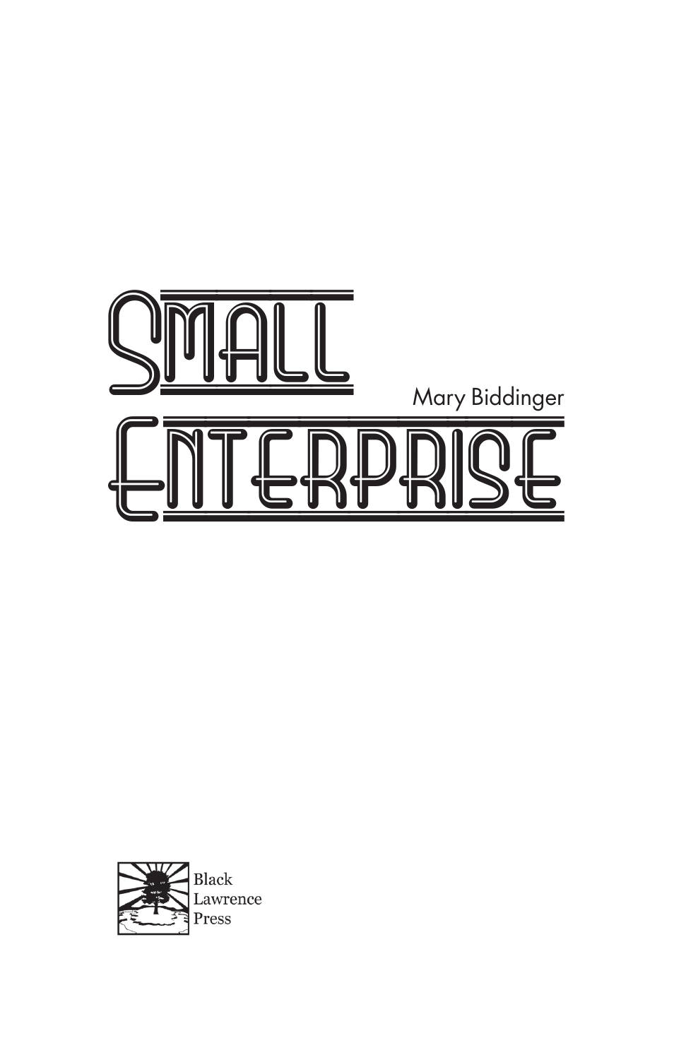# Small Enterprise

Mary Biddinger

Black Lawrence Press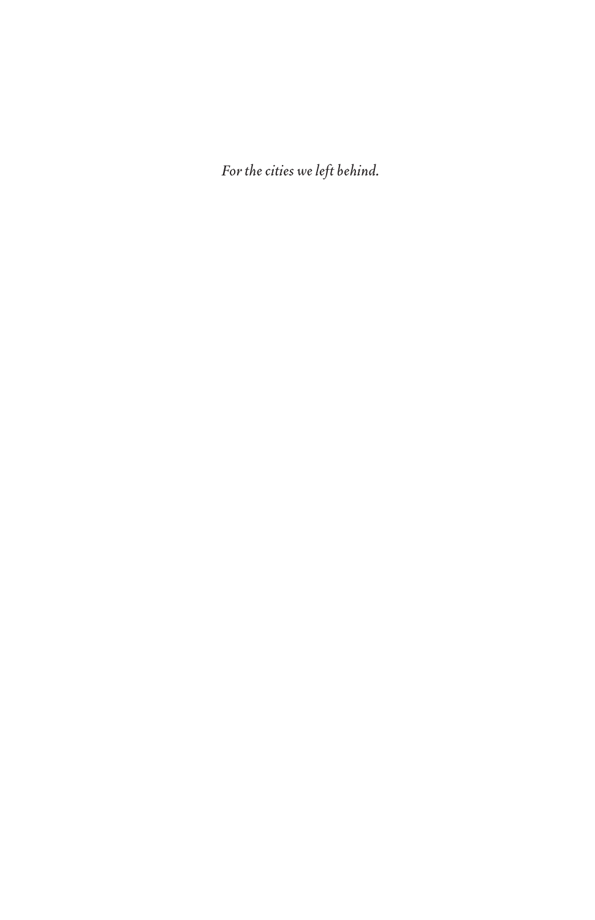*For the cities we left behind.*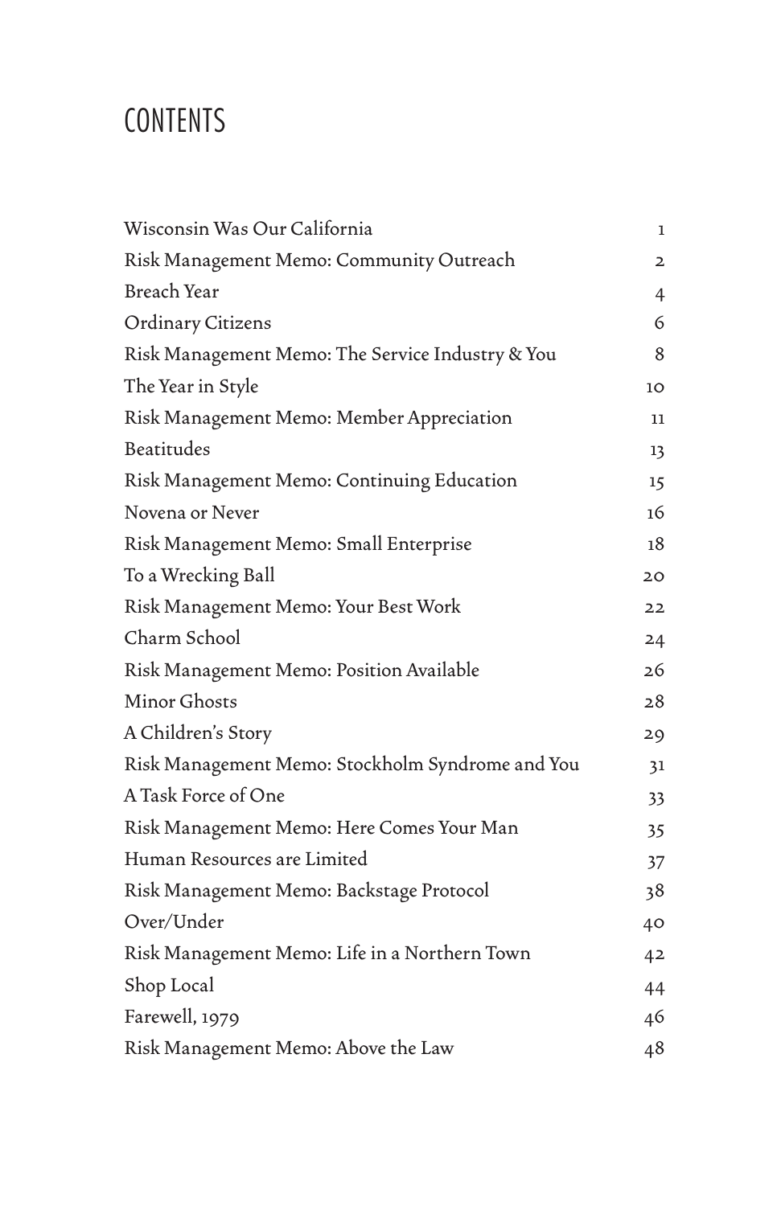# CONTENTS

| | |
|---|---|
| Wisconsin Was Our California | 1 |
| Risk Management Memo: Community Outreach | 2 |
| Breach Year | 4 |
| Ordinary Citizens | 6 |
| Risk Management Memo: The Service Industry & You | 8 |
| The Year in Style | 10 |
| Risk Management Memo: Member Appreciation | 11 |
| Beatitudes | 13 |
| Risk Management Memo: Continuing Education | 15 |
| Novena or Never | 16 |
| Risk Management Memo: Small Enterprise | 18 |
| To a Wrecking Ball | 20 |
| Risk Management Memo: Your Best Work | 22 |
| Charm School | 24 |
| Risk Management Memo: Position Available | 26 |
| Minor Ghosts | 28 |
| A Children's Story | 29 |
| Risk Management Memo: Stockholm Syndrome and You | 31 |
| A Task Force of One | 33 |
| Risk Management Memo: Here Comes Your Man | 35 |
| Human Resources are Limited | 37 |
| Risk Management Memo: Backstage Protocol | 38 |
| Over/Under | 40 |
| Risk Management Memo: Life in a Northern Town | 42 |
| Shop Local | 44 |
| Farewell, 1979 | 46 |
| Risk Management Memo: Above the Law | 48 |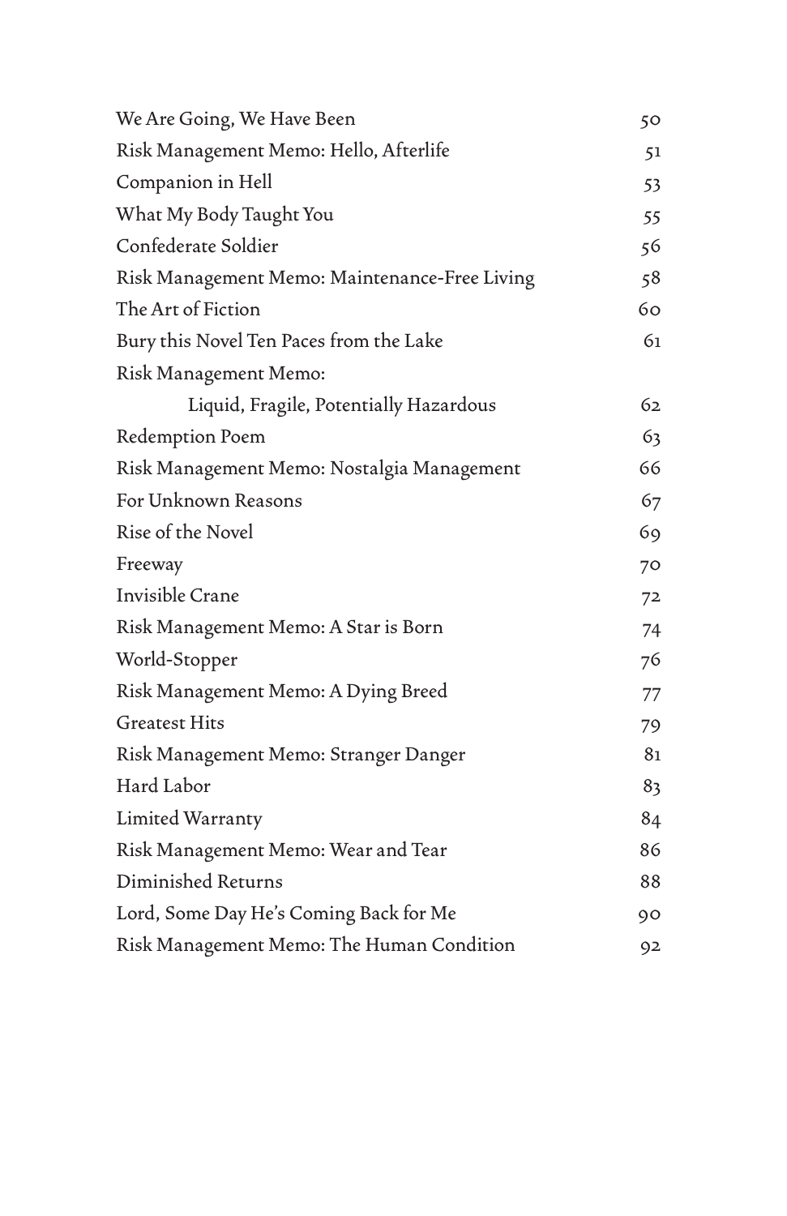| | |
|---|---|
| We Are Going, We Have Been | 50 |
| Risk Management Memo: Hello, Afterlife | 51 |
| Companion in Hell | 53 |
| What My Body Taught You | 55 |
| Confederate Soldier | 56 |
| Risk Management Memo: Maintenance-Free Living | 58 |
| The Art of Fiction | 60 |
| Bury this Novel Ten Paces from the Lake | 61 |
| Risk Management Memo: Liquid, Fragile, Potentially Hazardous | 62 |
| Redemption Poem | 63 |
| Risk Management Memo: Nostalgia Management | 66 |
| For Unknown Reasons | 67 |
| Rise of the Novel | 69 |
| Freeway | 70 |
| Invisible Crane | 72 |
| Risk Management Memo: A Star is Born | 74 |
| World-Stopper | 76 |
| Risk Management Memo: A Dying Breed | 77 |
| Greatest Hits | 79 |
| Risk Management Memo: Stranger Danger | 81 |
| Hard Labor | 83 |
| Limited Warranty | 84 |
| Risk Management Memo: Wear and Tear | 86 |
| Diminished Returns | 88 |
| Lord, Some Day He's Coming Back for Me | 90 |
| Risk Management Memo: The Human Condition | 92 |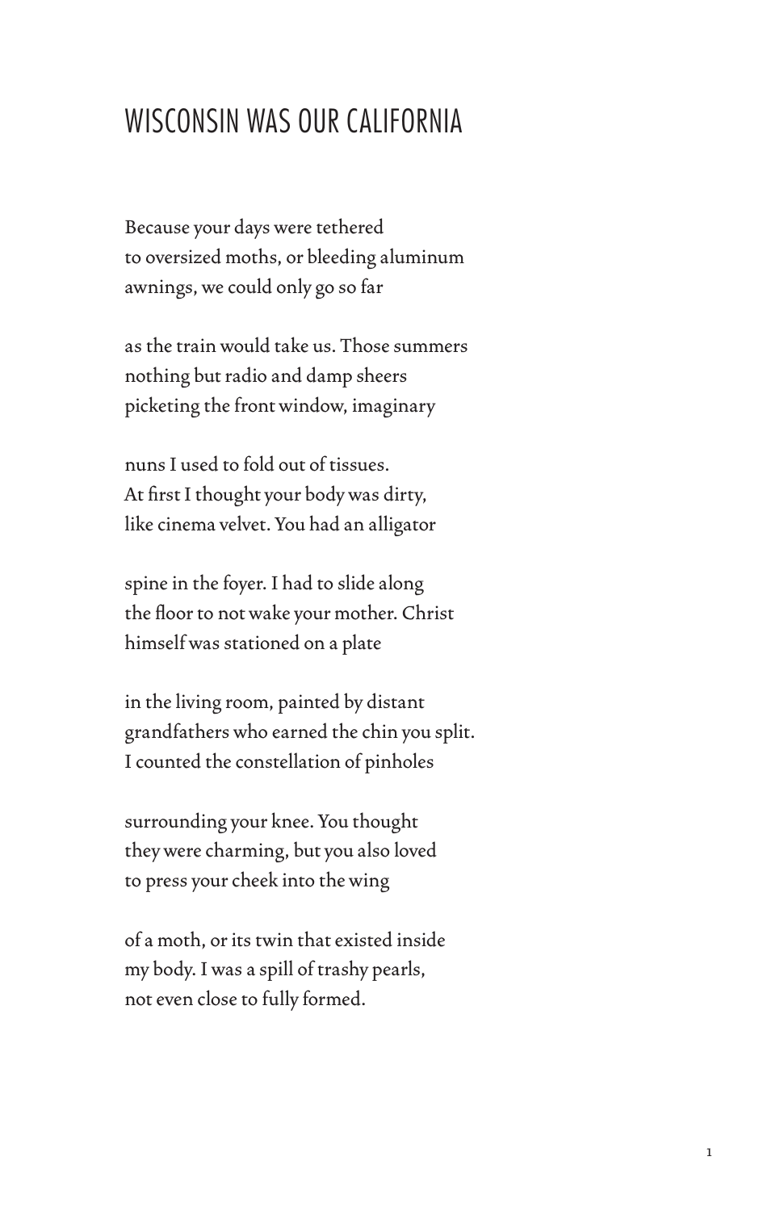# WISCONSIN WAS OUR CALIFORNIA

Because your days were tethered  
to oversized moths, or bleeding aluminum  
awnings, we could only go so far

as the train would take us. Those summers  
nothing but radio and damp sheers  
picketing the front window, imaginary

nuns I used to fold out of tissues.  
At first I thought your body was dirty,  
like cinema velvet. You had an alligator

spine in the foyer. I had to slide along  
the floor to not wake your mother. Christ  
himself was stationed on a plate

in the living room, painted by distant  
grandfathers who earned the chin you split.  
I counted the constellation of pinholes

surrounding your knee. You thought  
they were charming, but you also loved  
to press your cheek into the wing

of a moth, or its twin that existed inside  
my body. I was a spill of trashy pearls,  
not even close to fully formed.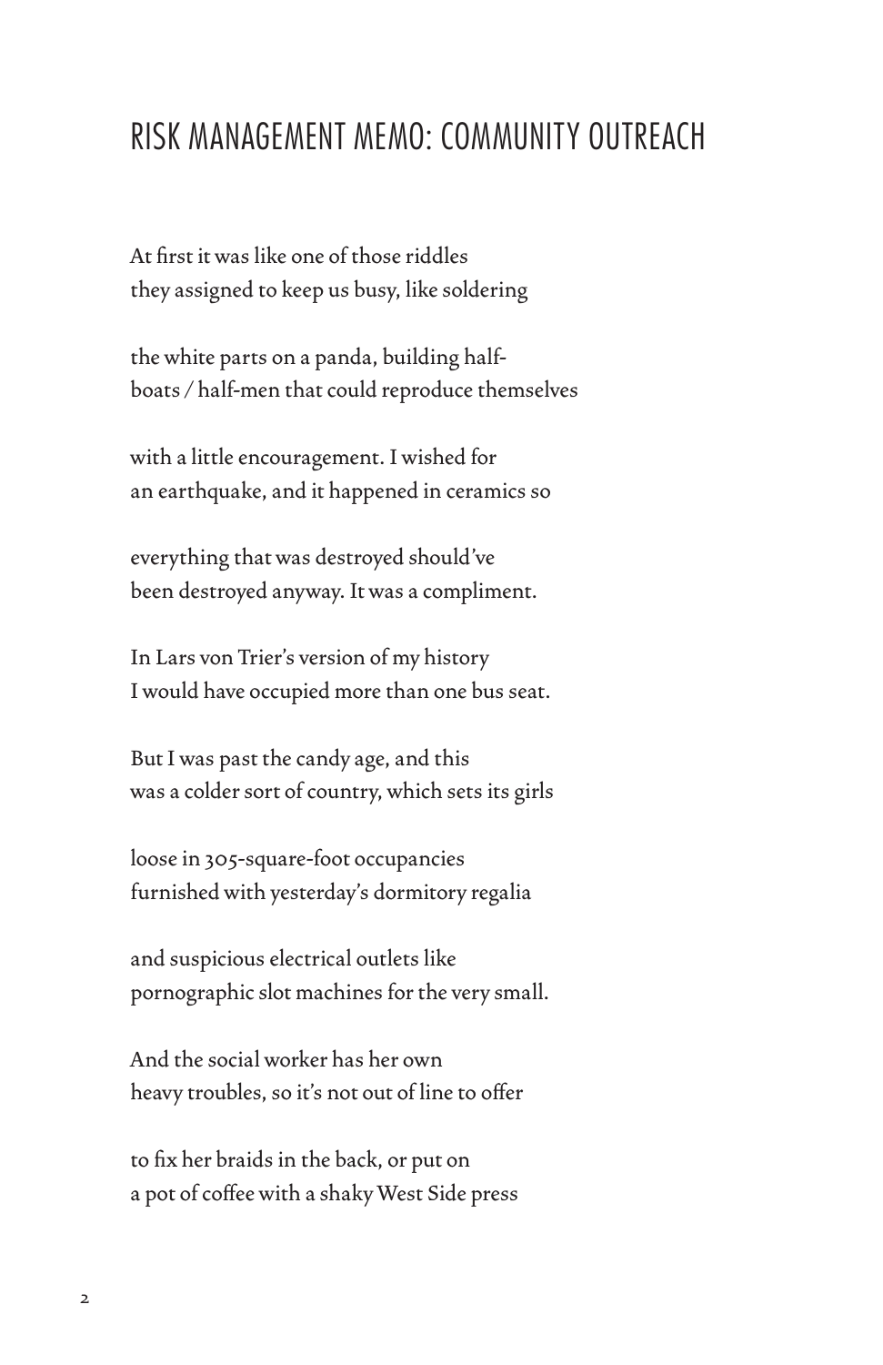# RISK MANAGEMENT MEMO: COMMUNITY OUTREACH

At first it was like one of those riddles
they assigned to keep us busy, like soldering

the white parts on a panda, building half-
boats / half-men that could reproduce themselves

with a little encouragement. I wished for
an earthquake, and it happened in ceramics so

everything that was destroyed should've
been destroyed anyway. It was a compliment.

In Lars von Trier's version of my history
I would have occupied more than one bus seat.

But I was past the candy age, and this
was a colder sort of country, which sets its girls

loose in 305-square-foot occupancies
furnished with yesterday's dormitory regalia

and suspicious electrical outlets like
pornographic slot machines for the very small.

And the social worker has her own
heavy troubles, so it's not out of line to offer

to fix her braids in the back, or put on
a pot of coffee with a shaky West Side press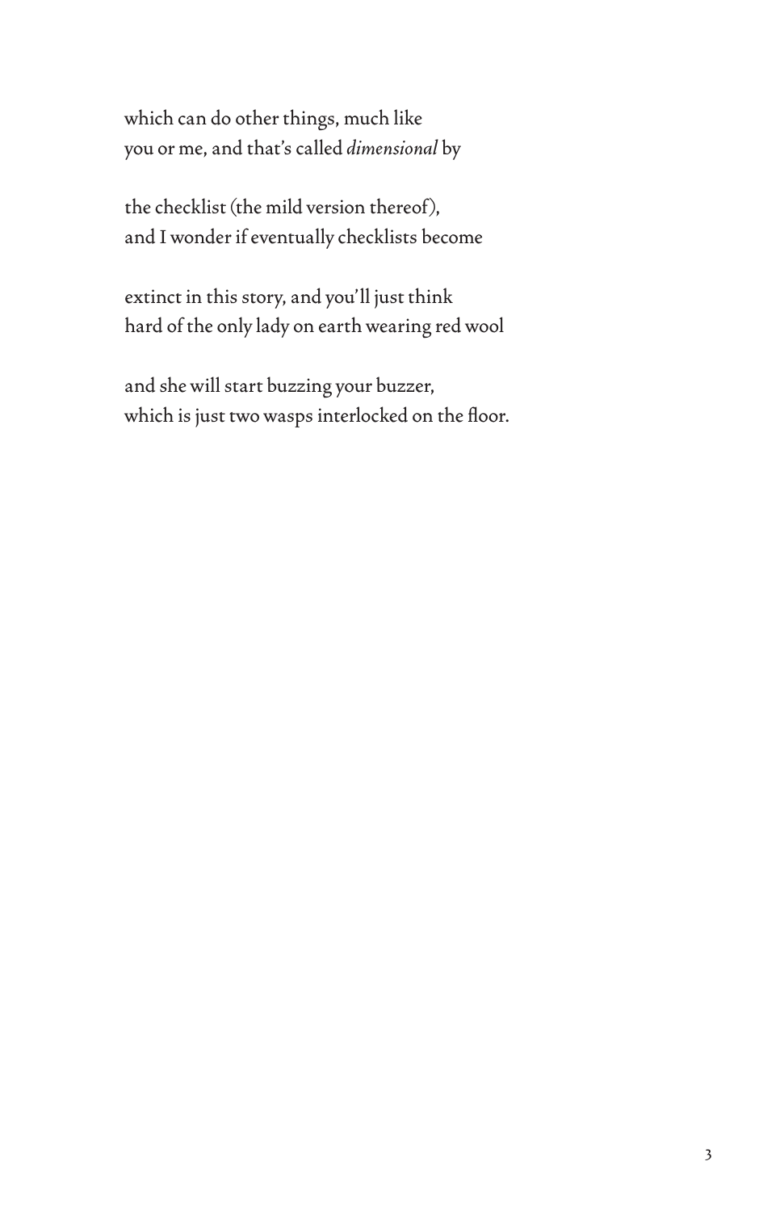which can do other things, much like
you or me, and that's called *dimensional* by

the checklist (the mild version thereof),
and I wonder if eventually checklists become

extinct in this story, and you'll just think
hard of the only lady on earth wearing red wool

and she will start buzzing your buzzer,
which is just two wasps interlocked on the floor.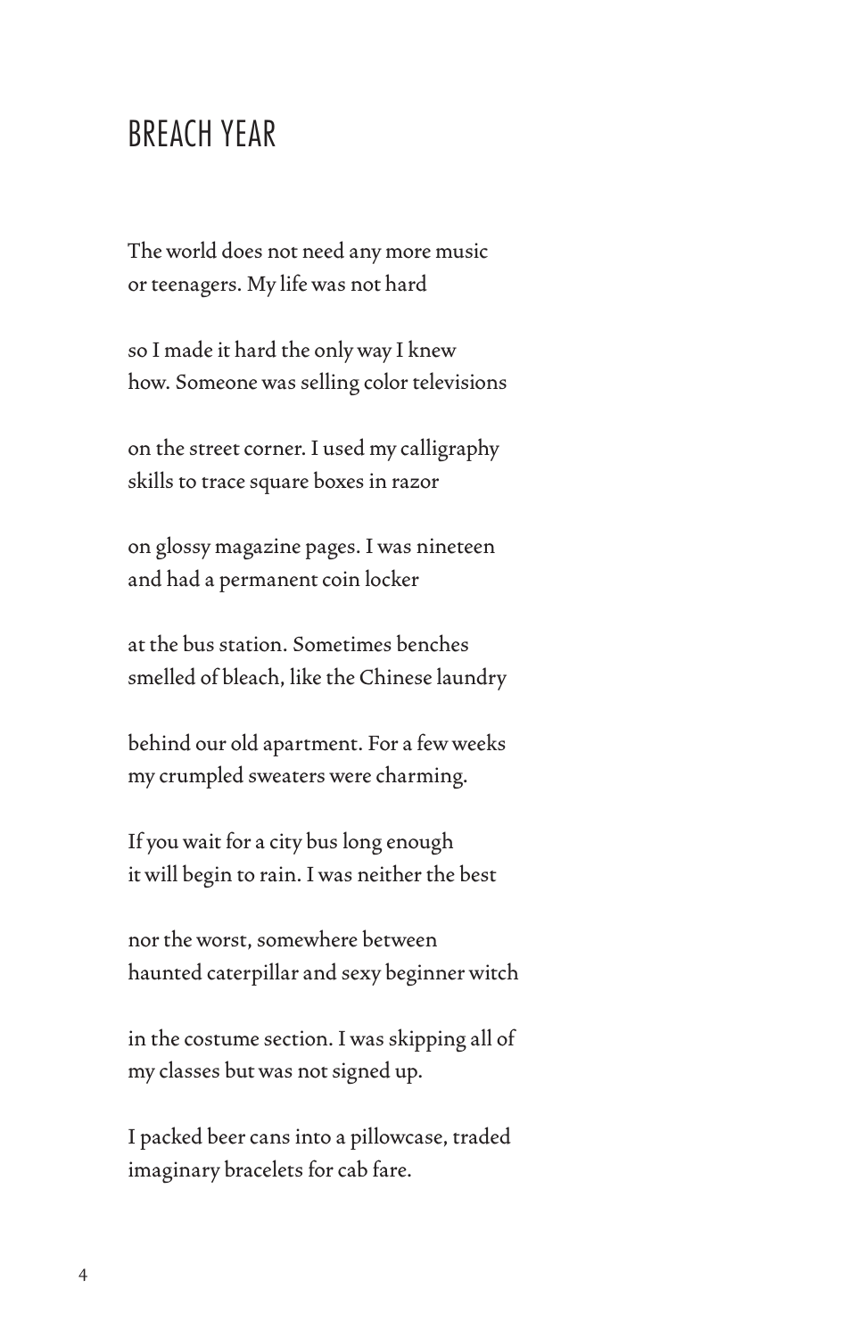# BREACH YEAR

The world does not need any more music  
or teenagers. My life was not hard

so I made it hard the only way I knew  
how. Someone was selling color televisions

on the street corner. I used my calligraphy  
skills to trace square boxes in razor

on glossy magazine pages. I was nineteen  
and had a permanent coin locker

at the bus station. Sometimes benches  
smelled of bleach, like the Chinese laundry

behind our old apartment. For a few weeks  
my crumpled sweaters were charming.

If you wait for a city bus long enough  
it will begin to rain. I was neither the best

nor the worst, somewhere between  
haunted caterpillar and sexy beginner witch

in the costume section. I was skipping all of  
my classes but was not signed up.

I packed beer cans into a pillowcase, traded  
imaginary bracelets for cab fare.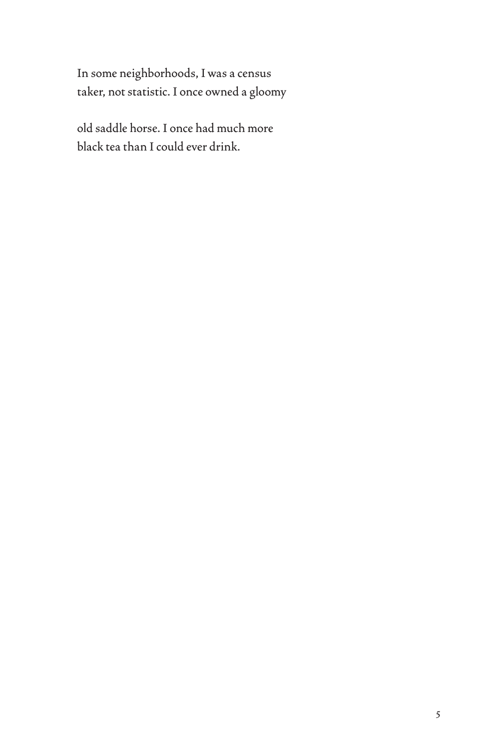In some neighborhoods, I was a census
taker, not statistic. I once owned a gloomy

old saddle horse. I once had much more
black tea than I could ever drink.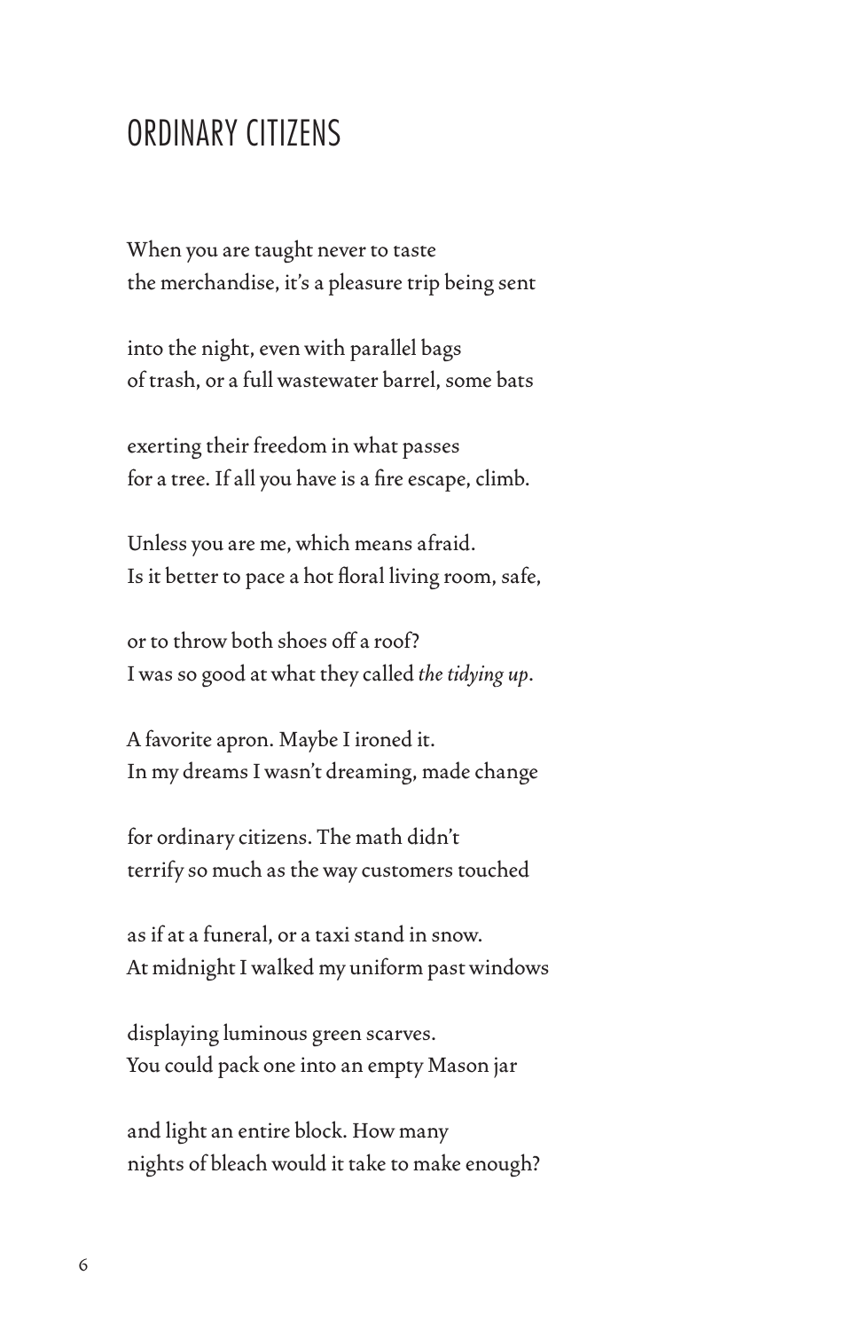# ORDINARY CITIZENS

When you are taught never to taste
the merchandise, it's a pleasure trip being sent

into the night, even with parallel bags
of trash, or a full wastewater barrel, some bats

exerting their freedom in what passes
for a tree. If all you have is a fire escape, climb.

Unless you are me, which means afraid.
Is it better to pace a hot floral living room, safe,

or to throw both shoes off a roof?
I was so good at what they called *the tidying up*.

A favorite apron. Maybe I ironed it.
In my dreams I wasn't dreaming, made change

for ordinary citizens. The math didn't
terrify so much as the way customers touched

as if at a funeral, or a taxi stand in snow.
At midnight I walked my uniform past windows

displaying luminous green scarves.
You could pack one into an empty Mason jar

and light an entire block. How many
nights of bleach would it take to make enough?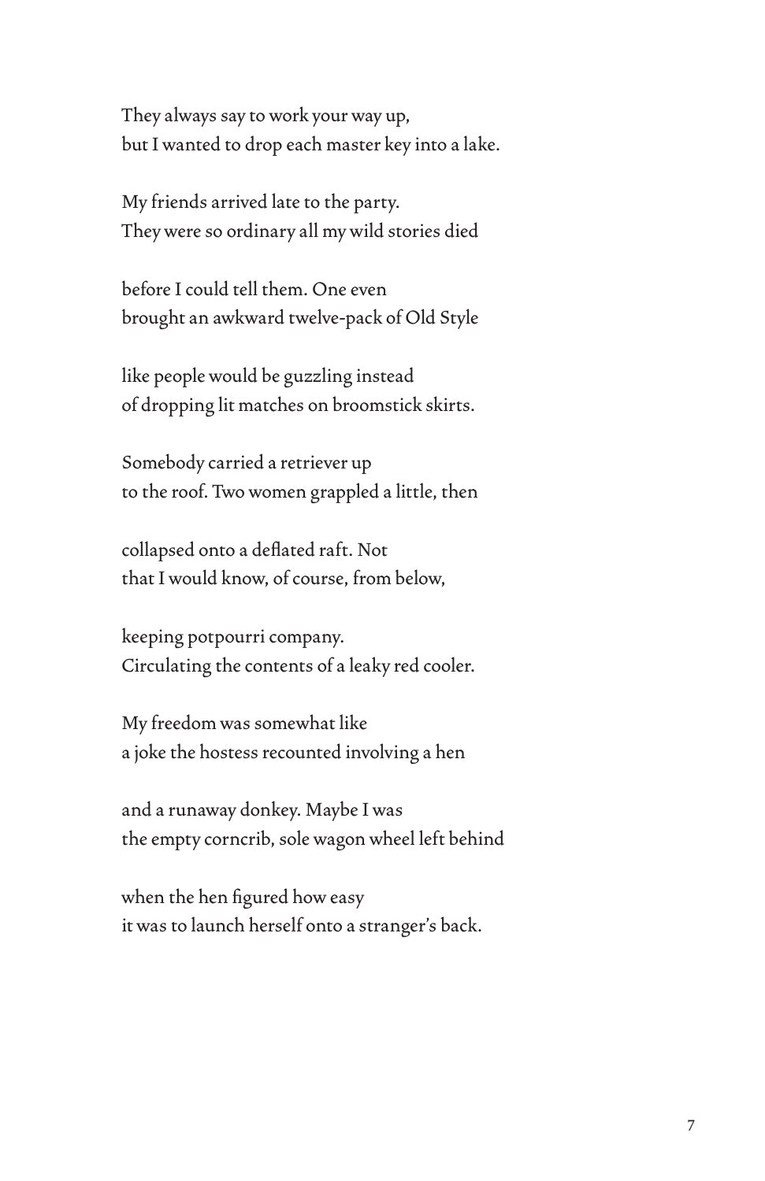They always say to work your way up,
but I wanted to drop each master key into a lake.

My friends arrived late to the party.
They were so ordinary all my wild stories died

before I could tell them. One even
brought an awkward twelve-pack of Old Style

like people would be guzzling instead
of dropping lit matches on broomstick skirts.

Somebody carried a retriever up
to the roof. Two women grappled a little, then

collapsed onto a deflated raft. Not
that I would know, of course, from below,

keeping potpourri company.
Circulating the contents of a leaky red cooler.

My freedom was somewhat like
a joke the hostess recounted involving a hen

and a runaway donkey. Maybe I was
the empty corncrib, sole wagon wheel left behind

when the hen figured how easy
it was to launch herself onto a stranger's back.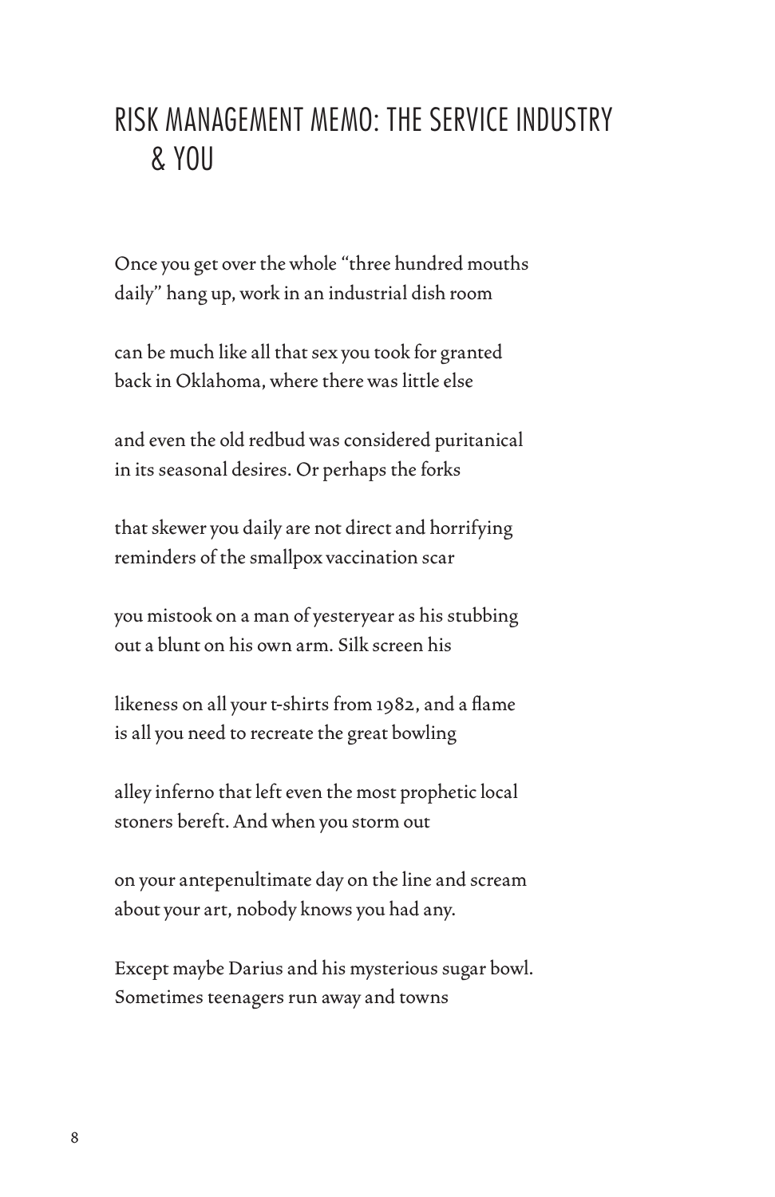# RISK MANAGEMENT MEMO: THE SERVICE INDUSTRY & YOU

Once you get over the whole "three hundred mouths
daily" hang up, work in an industrial dish room

can be much like all that sex you took for granted
back in Oklahoma, where there was little else

and even the old redbud was considered puritanical
in its seasonal desires. Or perhaps the forks

that skewer you daily are not direct and horrifying
reminders of the smallpox vaccination scar

you mistook on a man of yesteryear as his stubbing
out a blunt on his own arm. Silk screen his

likeness on all your t-shirts from 1982, and a flame
is all you need to recreate the great bowling

alley inferno that left even the most prophetic local
stoners bereft. And when you storm out

on your antepenultimate day on the line and scream
about your art, nobody knows you had any.

Except maybe Darius and his mysterious sugar bowl.
Sometimes teenagers run away and towns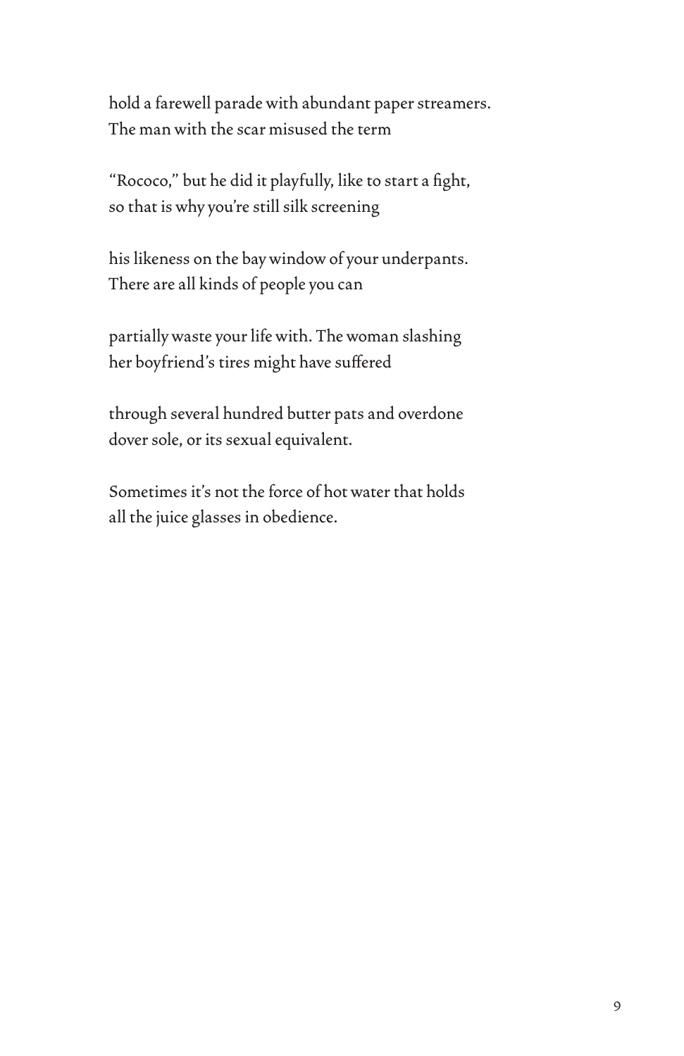hold a farewell parade with abundant paper streamers.
The man with the scar misused the term

"Rococo," but he did it playfully, like to start a fight,
so that is why you're still silk screening

his likeness on the bay window of your underpants.
There are all kinds of people you can

partially waste your life with. The woman slashing
her boyfriend's tires might have suffered

through several hundred butter pats and overdone
dover sole, or its sexual equivalent.

Sometimes it's not the force of hot water that holds
all the juice glasses in obedience.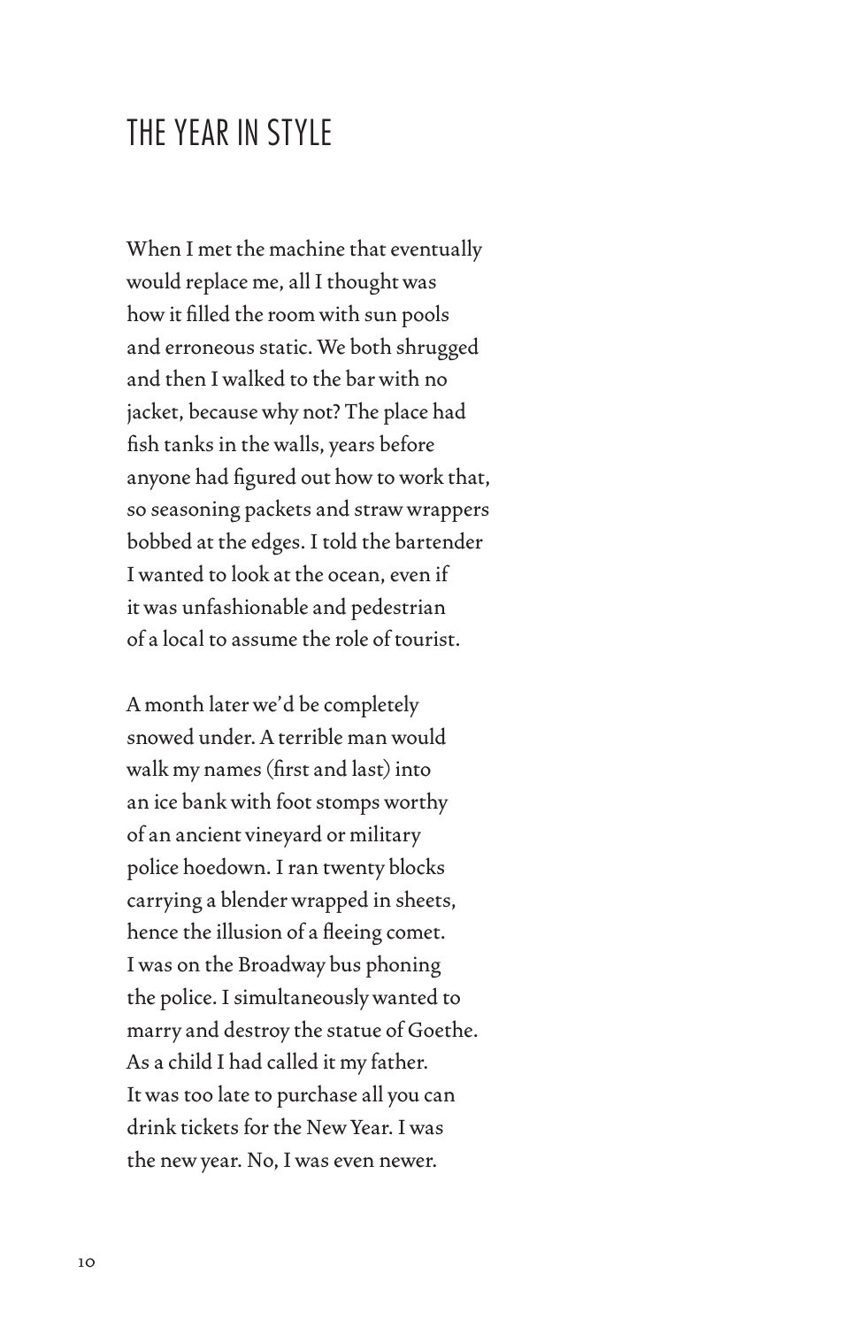# THE YEAR IN STYLE

When I met the machine that eventually  
would replace me, all I thought was  
how it filled the room with sun pools  
and erroneous static. We both shrugged  
and then I walked to the bar with no  
jacket, because why not? The place had  
fish tanks in the walls, years before  
anyone had figured out how to work that,  
so seasoning packets and straw wrappers  
bobbed at the edges. I told the bartender  
I wanted to look at the ocean, even if  
it was unfashionable and pedestrian  
of a local to assume the role of tourist.

A month later we'd be completely  
snowed under. A terrible man would  
walk my names (first and last) into  
an ice bank with foot stomps worthy  
of an ancient vineyard or military  
police hoedown. I ran twenty blocks  
carrying a blender wrapped in sheets,  
hence the illusion of a fleeing comet.  
I was on the Broadway bus phoning  
the police. I simultaneously wanted to  
marry and destroy the statue of Goethe.  
As a child I had called it my father.  
It was too late to purchase all you can  
drink tickets for the New Year. I was  
the new year. No, I was even newer.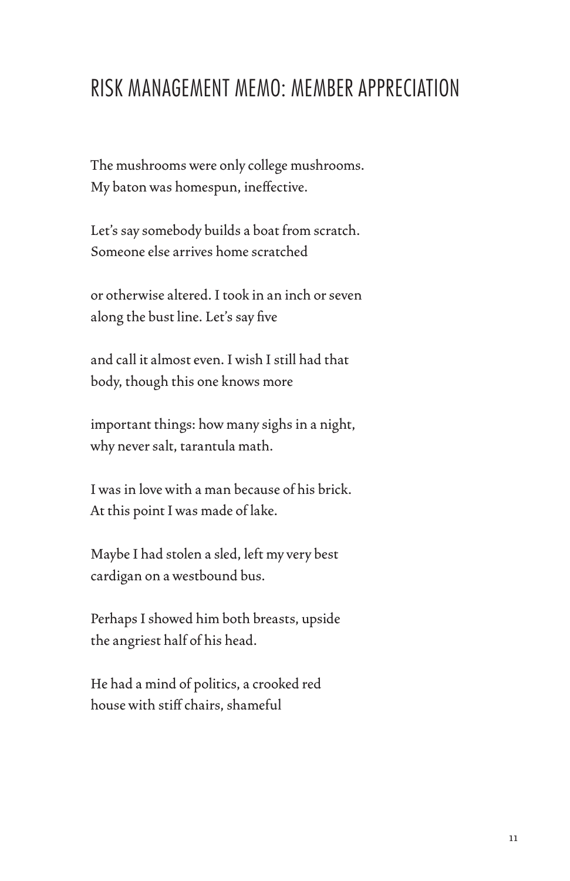# RISK MANAGEMENT MEMO: MEMBER APPRECIATION

The mushrooms were only college mushrooms.
My baton was homespun, ineffective.

Let's say somebody builds a boat from scratch.
Someone else arrives home scratched

or otherwise altered. I took in an inch or seven
along the bust line. Let's say five

and call it almost even. I wish I still had that
body, though this one knows more

important things: how many sighs in a night,
why never salt, tarantula math.

I was in love with a man because of his brick.
At this point I was made of lake.

Maybe I had stolen a sled, left my very best
cardigan on a westbound bus.

Perhaps I showed him both breasts, upside
the angriest half of his head.

He had a mind of politics, a crooked red
house with stiff chairs, shameful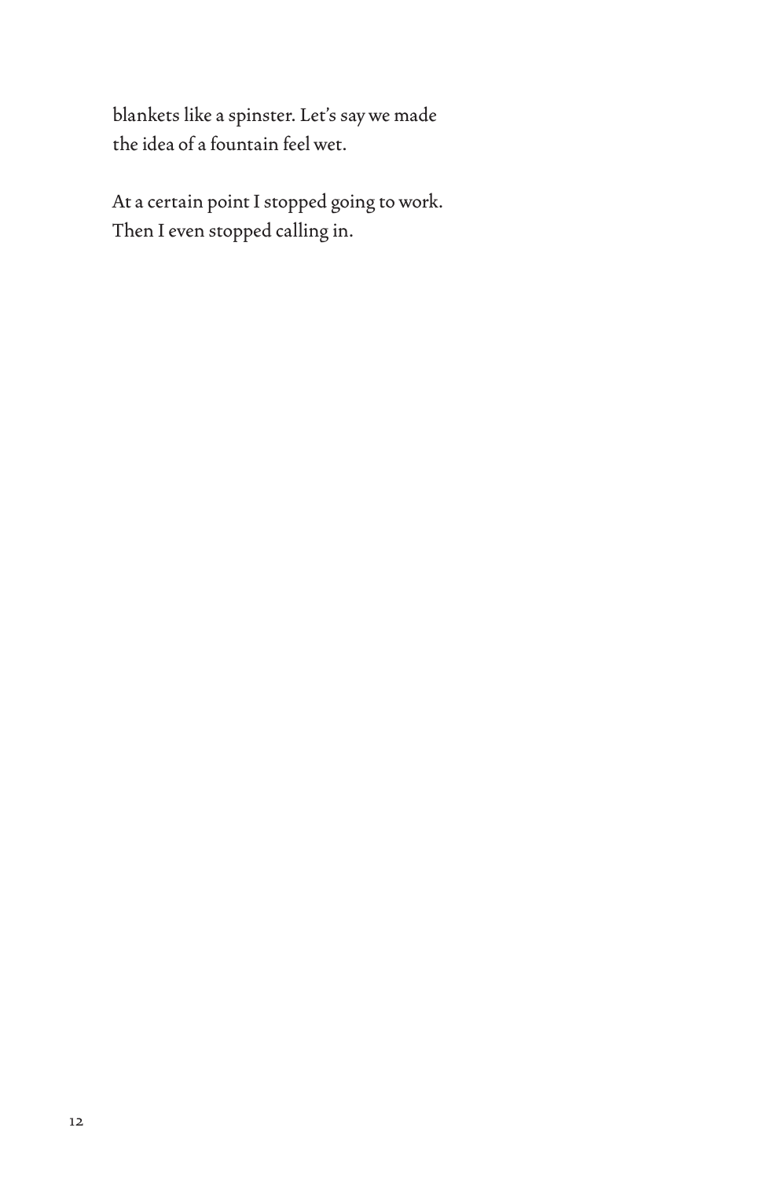blankets like a spinster. Let's say we made
the idea of a fountain feel wet.

At a certain point I stopped going to work.
Then I even stopped calling in.